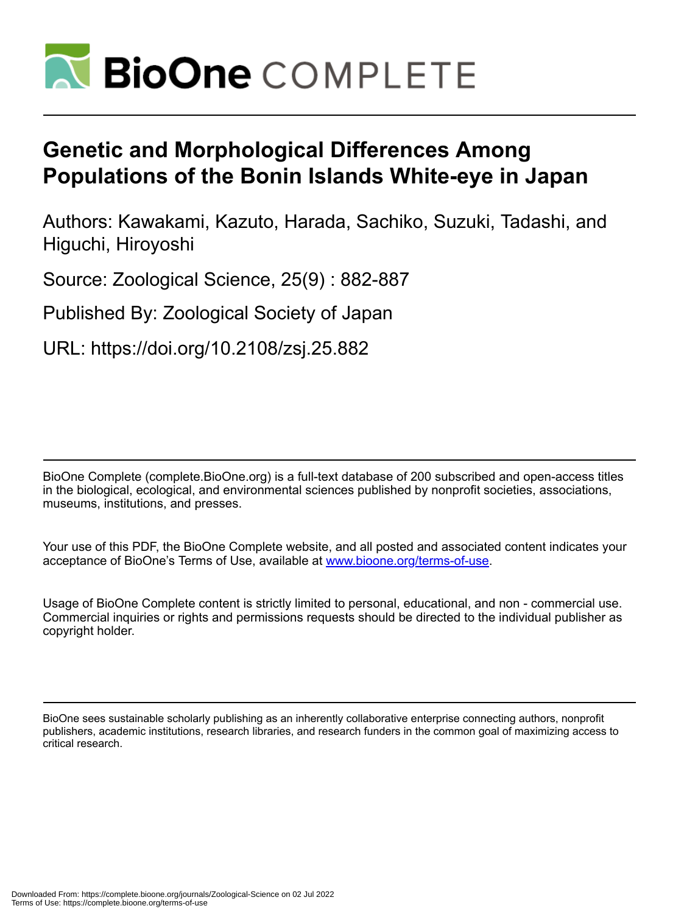# Genetic and Morphological Differences Among Populations of the Bonin Islands White-eye in Japan

Authors: Kawakami, Kazuto, Harada, Sachiko, Suzuki, Tadashi, and Higuchi, Hiroyoshi

Source: Zoological Science, 25(9) : 882-887

Published By: Zoological Society of Japan

URL: https://doi.org/10.2108/zsj.25.882

BioOne Complete (complete.BioOne.org) is a full-text database of 200 subscribed and open-access titles in the biological, ecological, and environmental sciences published by nonprofit societies, associations, museums, institutions, and presses.

Your use of this PDF, the BioOne Complete website, and all posted and associated content indicates your acceptance of BioOne's Terms of Use, available at www.bioone.org/terms-of-use.

Usage of BioOne Complete content is strictly limited to personal, educational, and non - commercial use. Commercial inquiries or rights and permissions requests should be directed to the individual publisher as copyright holder.

BioOne sees sustainable scholarly publishing as an inherently collaborative enterprise connecting authors, nonprofit publishers, academic institutions, research libraries, and research funders in the common goal of maximizing access to critical research.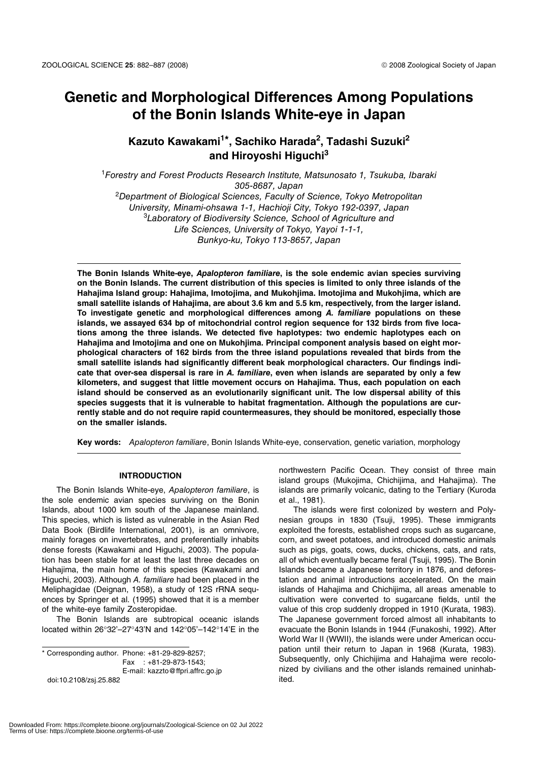# Genetic and Morphological Differences Among Populations of the Bonin Islands White-eye in Japan

**Kazuto Kawakami[1*], Sachiko Harada[2], Tadashi Suzuki[2] and Hiroyoshi Higuchi[3]**

[1]Forestry and Forest Products Research Institute, Matsunosato 1, Tsukuba, Ibaraki 305-8687, Japan
[2]Department of Biological Sciences, Faculty of Science, Tokyo Metropolitan University, Minami-ohsawa 1-1, Hachioji City, Tokyo 192-0397, Japan
[3]Laboratory of Biodiversity Science, School of Agriculture and Life Sciences, University of Tokyo, Yayoi 1-1-1, Bunkyo-ku, Tokyo 113-8657, Japan

**The Bonin Islands White-eye, *Apalopteron familiare*, is the sole endemic avian species surviving on the Bonin Islands. The current distribution of this species is limited to only three islands of the Hahajima Island group: Hahajima, Imotojima, and Mukohjima. Imotojima and Mukohjima, which are small satellite islands of Hahajima, are about 3.6 km and 5.5 km, respectively, from the larger island. To investigate genetic and morphological differences among *A. familiare* populations on these islands, we assayed 634 bp of mitochondrial control region sequence for 132 birds from five locations among the three islands. We detected five haplotypes: two endemic haplotypes each on Hahajima and Imotojima and one on Mukohjima. Principal component analysis based on eight morphological characters of 162 birds from the three island populations revealed that birds from the small satellite islands had significantly different beak morphological characters. Our findings indicate that over-sea dispersal is rare in *A. familiare*, even when islands are separated by only a few kilometers, and suggest that little movement occurs on Hahajima. Thus, each population on each island should be conserved as an evolutionarily significant unit. The low dispersal ability of this species suggests that it is vulnerable to habitat fragmentation. Although the populations are currently stable and do not require rapid countermeasures, they should be monitored, especially those on the smaller islands.**

**Key words:** *Apalopteron familiare*, Bonin Islands White-eye, conservation, genetic variation, morphology

## INTRODUCTION

The Bonin Islands White-eye, *Apalopteron familiare*, is the sole endemic avian species surviving on the Bonin Islands, about 1000 km south of the Japanese mainland. This species, which is listed as vulnerable in the Asian Red Data Book (Birdlife International, 2001), is an omnivore, mainly forages on invertebrates, and preferentially inhabits dense forests (Kawakami and Higuchi, 2003). The population has been stable for at least the last three decades on Hahajima, the main home of this species (Kawakami and Higuchi, 2003). Although *A. familiare* had been placed in the Meliphagidae (Deignan, 1958), a study of 12S rRNA sequences by Springer et al. (1995) showed that it is a member of the white-eye family Zosteropidae.

The Bonin Islands are subtropical oceanic islands located within 26°32'–27°43'N and 142°05'–142°14'E in the northwestern Pacific Ocean. They consist of three main island groups (Mukojima, Chichijima, and Hahajima). The islands are primarily volcanic, dating to the Tertiary (Kuroda et al., 1981).

The islands were first colonized by western and Polynesian groups in 1830 (Tsuji, 1995). These immigrants exploited the forests, established crops such as sugarcane, corn, and sweet potatoes, and introduced domestic animals such as pigs, goats, cows, ducks, chickens, cats, and rats, all of which eventually became feral (Tsuji, 1995). The Bonin Islands became a Japanese territory in 1876, and deforestation and animal introductions accelerated. On the main islands of Hahajima and Chichijima, all areas amenable to cultivation were converted to sugarcane fields, until the value of this crop suddenly dropped in 1910 (Kurata, 1983). The Japanese government forced almost all inhabitants to evacuate the Bonin Islands in 1944 (Funakoshi, 1992). After World War II (WWII), the islands were under American occupation until their return to Japan in 1968 (Kurata, 1983). Subsequently, only Chichijima and Hahajima were recolonized by civilians and the other islands remained uninhabited.

\* Corresponding author. Phone: +81-29-829-8257;
Fax : +81-29-873-1543;
E-mail: kazzto@ffpri.affrc.go.jp
doi:10.2108/zsj.25.882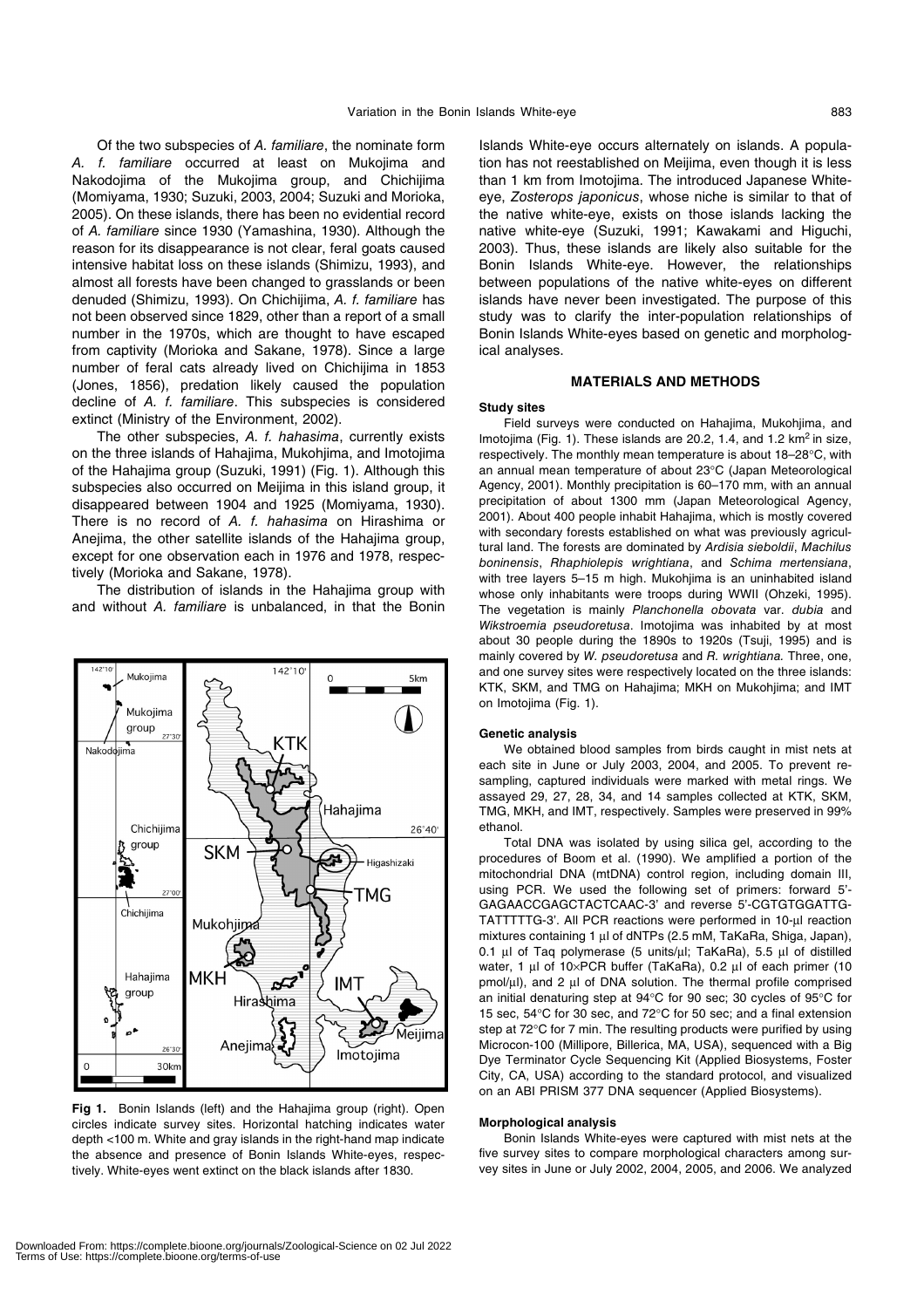Of the two subspecies of *A. familiare*, the nominate form *A. f. familiare* occurred at least on Mukojima and Nakodojima of the Mukojima group, and Chichijima (Momiyama, 1930; Suzuki, 2003, 2004; Suzuki and Morioka, 2005). On these islands, there has been no evidential record of *A. familiare* since 1930 (Yamashina, 1930). Although the reason for its disappearance is not clear, feral goats caused intensive habitat loss on these islands (Shimizu, 1993), and almost all forests have been changed to grasslands or been denuded (Shimizu, 1993). On Chichijima, *A. f. familiare* has not been observed since 1829, other than a report of a small number in the 1970s, which are thought to have escaped from captivity (Morioka and Sakane, 1978). Since a large number of feral cats already lived on Chichijima in 1853 (Jones, 1856), predation likely caused the population decline of *A. f. familiare*. This subspecies is considered extinct (Ministry of the Environment, 2002).

The other subspecies, *A. f. hahasima*, currently exists on the three islands of Hahajima, Mukohjima, and Imotojima of the Hahajima group (Suzuki, 1991) (Fig. 1). Although this subspecies also occurred on Meijima in this island group, it disappeared between 1904 and 1925 (Momiyama, 1930). There is no record of *A. f. hahasima* on Hirashima or Anejima, the other satellite islands of the Hahajima group, except for one observation each in 1976 and 1978, respectively (Morioka and Sakane, 1978).

The distribution of islands in the Hahajima group with and without *A. familiare* is unbalanced, in that the Bonin Islands White-eye occurs alternately on islands. A population has not reestablished on Meijima, even though it is less than 1 km from Imotojima. The introduced Japanese White-eye, *Zosterops japonicus*, whose niche is similar to that of the native white-eye, exists on those islands lacking the native white-eye (Suzuki, 1991; Kawakami and Higuchi, 2003). Thus, these islands are likely also suitable for the Bonin Islands White-eye. However, the relationships between populations of the native white-eyes on different islands have never been investigated. The purpose of this study was to clarify the inter-population relationships of Bonin Islands White-eyes based on genetic and morphological analyses.

**Fig 1.** Bonin Islands (left) and the Hahajima group (right). Open circles indicate survey sites. Horizontal hatching indicates water depth <100 m. White and gray islands in the right-hand map indicate the absence and presence of Bonin Islands White-eyes, respectively. White-eyes went extinct on the black islands after 1830.

## MATERIALS AND METHODS

### Study sites

Field surveys were conducted on Hahajima, Mukohjima, and Imotojima (Fig. 1). These islands are 20.2, 1.4, and 1.2 km$^2$ in size, respectively. The monthly mean temperature is about 18–28°C, with an annual mean temperature of about 23°C (Japan Meteorological Agency, 2001). Monthly precipitation is 60–170 mm, with an annual precipitation of about 1300 mm (Japan Meteorological Agency, 2001). About 400 people inhabit Hahajima, which is mostly covered with secondary forests established on what was previously agricultural land. The forests are dominated by *Ardisia sieboldii*, *Machilus boninensis*, *Rhaphiolepis wrightiana*, and *Schima mertensiana*, with tree layers 5–15 m high. Mukohjima is an uninhabited island whose only inhabitants were troops during WWII (Ohzeki, 1995). The vegetation is mainly *Planchonella obovata* var. *dubia* and *Wikstroemia pseudoretusa*. Imotojima was inhabited by at most about 30 people during the 1890s to 1920s (Tsuji, 1995) and is mainly covered by *W. pseudoretusa* and *R. wrightiana.* Three, one, and one survey sites were respectively located on the three islands: KTK, SKM, and TMG on Hahajima; MKH on Mukohjima; and IMT on Imotojima (Fig. 1).

### Genetic analysis

We obtained blood samples from birds caught in mist nets at each site in June or July 2003, 2004, and 2005. To prevent resampling, captured individuals were marked with metal rings. We assayed 29, 27, 28, 34, and 14 samples collected at KTK, SKM, TMG, MKH, and IMT, respectively. Samples were preserved in 99% ethanol.

Total DNA was isolated by using silica gel, according to the procedures of Boom et al. (1990). We amplified a portion of the mitochondrial DNA (mtDNA) control region, including domain III, using PCR. We used the following set of primers: forward 5'-GAGAACCGAGCTACTCAAC-3' and reverse 5'-CGTGTGGATTG-TATTTTTG-3'. All PCR reactions were performed in 10-μl reaction mixtures containing 1 μl of dNTPs (2.5 mM, TaKaRa, Shiga, Japan), 0.1 μl of Taq polymerase (5 units/μl; TaKaRa), 5.5 μl of distilled water, 1 μl of 10×PCR buffer (TaKaRa), 0.2 μl of each primer (10 pmol/μl), and 2 μl of DNA solution. The thermal profile comprised an initial denaturing step at 94°C for 90 sec; 30 cycles of 95°C for 15 sec, 54°C for 30 sec, and 72°C for 50 sec; and a final extension step at 72°C for 7 min. The resulting products were purified by using Microcon-100 (Millipore, Billerica, MA, USA), sequenced with a Big Dye Terminator Cycle Sequencing Kit (Applied Biosystems, Foster City, CA, USA) according to the standard protocol, and visualized on an ABI PRISM 377 DNA sequencer (Applied Biosystems).

### Morphological analysis

Bonin Islands White-eyes were captured with mist nets at the five survey sites to compare morphological characters among survey sites in June or July 2002, 2004, 2005, and 2006. We analyzed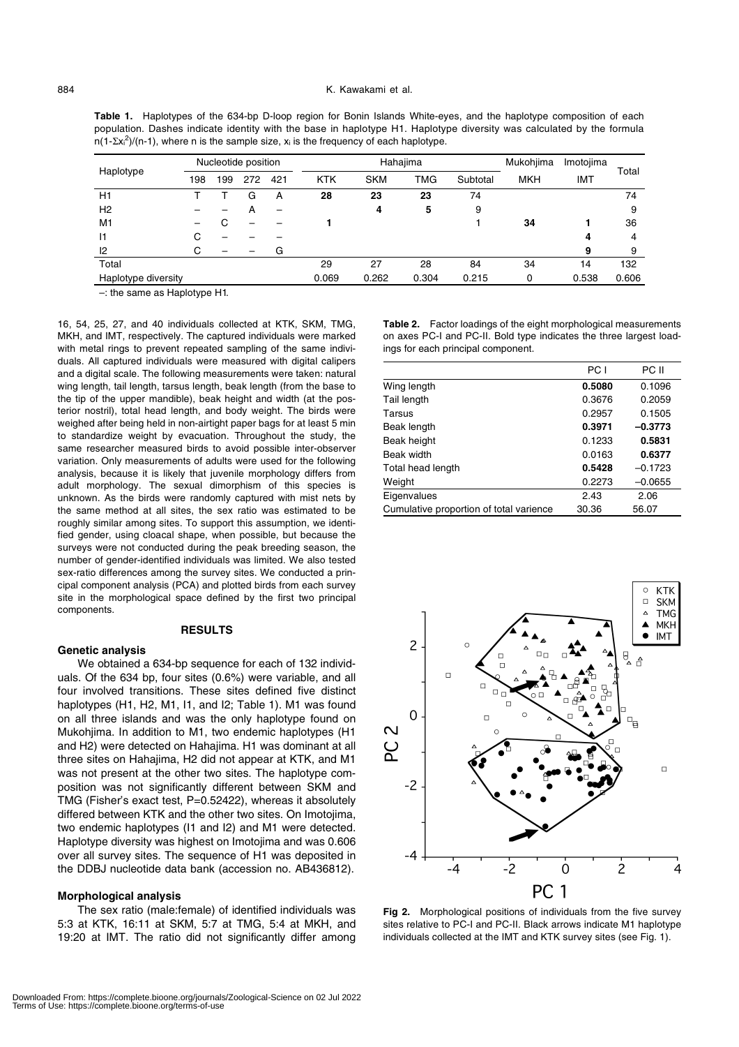**Table 1.** Haplotypes of the 634-bp D-loop region for Bonin Islands White-eyes, and the haplotype composition of each population. Dashes indicate identity with the base in haplotype H1. Haplotype diversity was calculated by the formula $n(1-\Sigma x_i^2)/(n-1)$, where n is the sample size, $x_i$ is the frequency of each haplotype.

| Haplotype | Nucleotide position | | | | Hahajima | | | | Mukohjima | Imotojima | Total |
|---|---|---|---|---|---|---|---|---|---|---|---|
| | 198 | 199 | 272 | 421 | KTK | SKM | TMG | Subtotal | MKH | IMT | |
| H1 | T | T | G | A | **28** | **23** | **23** | 74 | | | 74 |
| H2 | – | – | A | – | | **4** | **5** | 9 | | | 9 |
| M1 | – | C | – | – | **1** | | | 1 | **34** | **1** | 36 |
| I1 | C | – | – | – | | | | | | **4** | 4 |
| I2 | C | – | – | G | | | | | | **9** | 9 |
| Total | | | | | 29 | 27 | 28 | 84 | 34 | 14 | 132 |
| Haplotype diversity | | | | | 0.069 | 0.262 | 0.304 | 0.215 | 0 | 0.538 | 0.606 |

–: the same as Haplotype H1.

16, 54, 25, 27, and 40 individuals collected at KTK, SKM, TMG, MKH, and IMT, respectively. The captured individuals were marked with metal rings to prevent repeated sampling of the same individuals. All captured individuals were measured with digital calipers and a digital scale. The following measurements were taken: natural wing length, tail length, tarsus length, beak length (from the base to the tip of the upper mandible), beak height and width (at the posterior nostril), total head length, and body weight. The birds were weighed after being held in non-airtight paper bags for at least 5 min to standardize weight by evacuation. Throughout the study, the same researcher measured birds to avoid possible inter-observer variation. Only measurements of adults were used for the following analysis, because it is likely that juvenile morphology differs from adult morphology. The sexual dimorphism of this species is unknown. As the birds were randomly captured with mist nets by the same method at all sites, the sex ratio was estimated to be roughly similar among sites. To support this assumption, we identified gender, using cloacal shape, when possible, but because the surveys were not conducted during the peak breeding season, the number of gender-identified individuals was limited. We also tested sex-ratio differences among the survey sites. We conducted a principal component analysis (PCA) and plotted birds from each survey site in the morphological space defined by the first two principal components.

## RESULTS

### Genetic analysis

We obtained a 634-bp sequence for each of 132 individuals. Of the 634 bp, four sites (0.6%) were variable, and all four involved transitions. These sites defined five distinct haplotypes (H1, H2, M1, I1, and I2; Table 1). M1 was found on all three islands and was the only haplotype found on Mukohjima. In addition to M1, two endemic haplotypes (H1 and H2) were detected on Hahajima. H1 was dominant at all three sites on Hahajima, H2 did not appear at KTK, and M1 was not present at the other two sites. The haplotype composition was not significantly different between SKM and TMG (Fisher's exact test, $P=0.52422$), whereas it absolutely differed between KTK and the other two sites. On Imotojima, two endemic haplotypes (I1 and I2) and M1 were detected. Haplotype diversity was highest on Imotojima and was 0.606 over all survey sites. The sequence of H1 was deposited in the DDBJ nucleotide data bank (accession no. AB436812).

### Morphological analysis

The sex ratio (male:female) of identified individuals was 5:3 at KTK, 16:11 at SKM, 5:7 at TMG, 5:4 at MKH, and 19:20 at IMT. The ratio did not significantly differ among

**Table 2.** Factor loadings of the eight morphological measurements on axes PC-I and PC-II. Bold type indicates the three largest loadings for each principal component.

| | PC I | PC II |
|---|---|---|
| Wing length | **0.5080** | 0.1096 |
| Tail length | 0.3676 | 0.2059 |
| Tarsus | 0.2957 | 0.1505 |
| Beak length | **0.3971** | **−0.3773** |
| Beak height | 0.1233 | **0.5831** |
| Beak width | 0.0163 | **0.6377** |
| Total head length | **0.5428** | −0.1723 |
| Weight | 0.2273 | −0.0655 |
| Eigenvalues | 2.43 | 2.06 |
| Cumulative proportion of total varience | 30.36 | 56.07 |

**Fig 2.** Morphological positions of individuals from the five survey sites relative to PC-I and PC-II. Black arrows indicate M1 haplotype individuals collected at the IMT and KTK survey sites (see Fig. 1).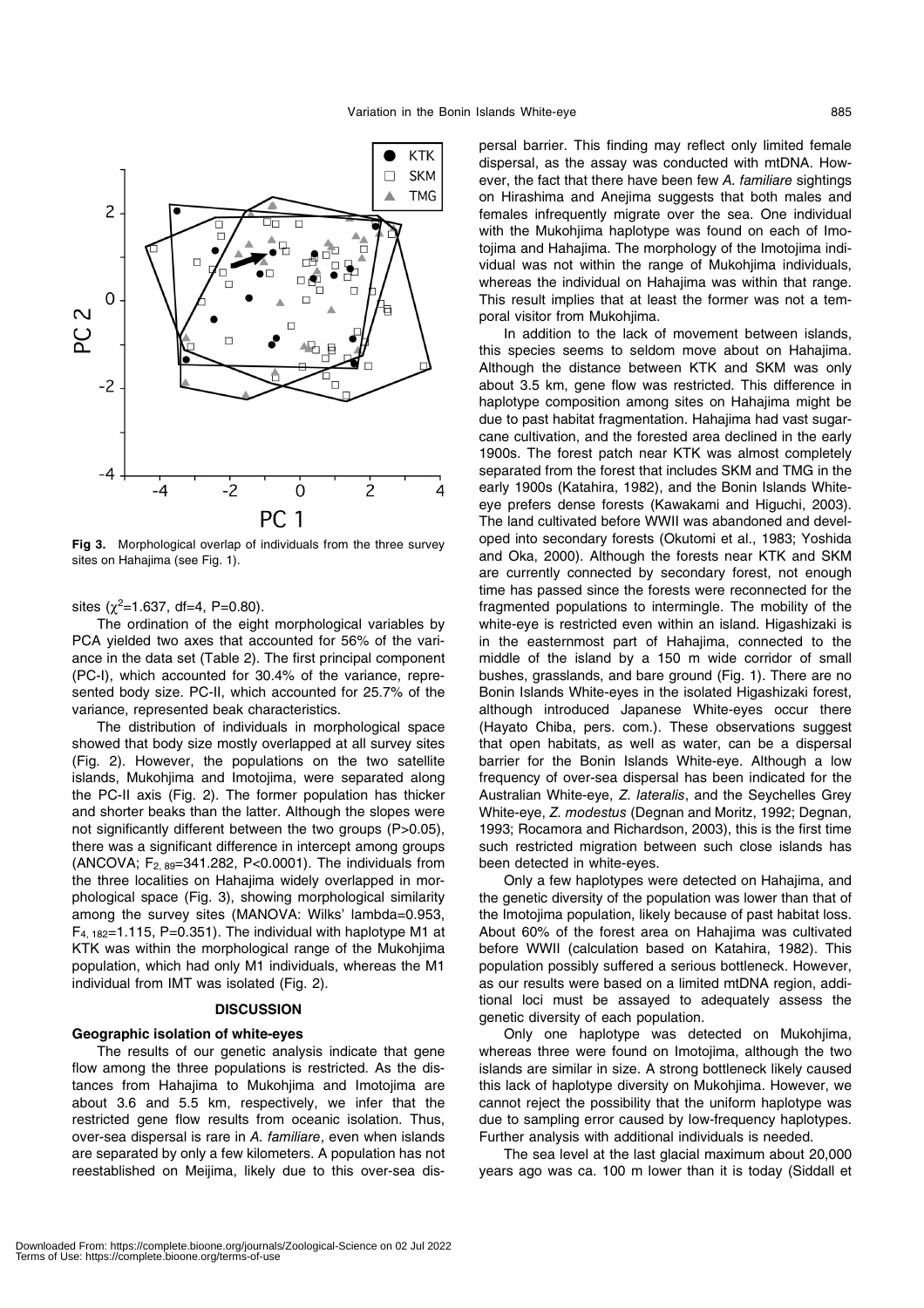**Fig 3.** Morphological overlap of individuals from the three survey sites on Hahajima (see Fig. 1).

sites ($\chi^2$=1.637, df=4, P=0.80).

The ordination of the eight morphological variables by PCA yielded two axes that accounted for 56% of the variance in the data set (Table 2). The first principal component (PC-I), which accounted for 30.4% of the variance, represented body size. PC-II, which accounted for 25.7% of the variance, represented beak characteristics.

The distribution of individuals in morphological space showed that body size mostly overlapped at all survey sites (Fig. 2). However, the populations on the two satellite islands, Mukohjima and Imotojima, were separated along the PC-II axis (Fig. 2). The former population has thicker and shorter beaks than the latter. Although the slopes were not significantly different between the two groups (P>0.05), there was a significant difference in intercept among groups (ANCOVA; $F_{2, 89}$=341.282, P<0.0001). The individuals from the three localities on Hahajima widely overlapped in morphological space (Fig. 3), showing morphological similarity among the survey sites (MANOVA: Wilks' lambda=0.953, $F_{4, 182}$=1.115, P=0.351). The individual with haplotype M1 at KTK was within the morphological range of the Mukohjima population, which had only M1 individuals, whereas the M1 individual from IMT was isolated (Fig. 2).

## DISCUSSION

### Geographic isolation of white-eyes

The results of our genetic analysis indicate that gene flow among the three populations is restricted. As the distances from Hahajima to Mukohjima and Imotojima are about 3.6 and 5.5 km, respectively, we infer that the restricted gene flow results from oceanic isolation. Thus, over-sea dispersal is rare in *A. familiare*, even when islands are separated by only a few kilometers. A population has not reestablished on Meijima, likely due to this over-sea dispersal barrier. This finding may reflect only limited female dispersal, as the assay was conducted with mtDNA. However, the fact that there have been few *A. familiare* sightings on Hirashima and Anejima suggests that both males and females infrequently migrate over the sea. One individual with the Mukohjima haplotype was found on each of Imotojima and Hahajima. The morphology of the Imotojima individual was not within the range of Mukohjima individuals, whereas the individual on Hahajima was within that range. This result implies that at least the former was not a temporal visitor from Mukohjima.

In addition to the lack of movement between islands, this species seems to seldom move about on Hahajima. Although the distance between KTK and SKM was only about 3.5 km, gene flow was restricted. This difference in haplotype composition among sites on Hahajima might be due to past habitat fragmentation. Hahajima had vast sugarcane cultivation, and the forested area declined in the early 1900s. The forest patch near KTK was almost completely separated from the forest that includes SKM and TMG in the early 1900s (Katahira, 1982), and the Bonin Islands White-eye prefers dense forests (Kawakami and Higuchi, 2003). The land cultivated before WWII was abandoned and developed into secondary forests (Okutomi et al., 1983; Yoshida and Oka, 2000). Although the forests near KTK and SKM are currently connected by secondary forest, not enough time has passed since the forests were reconnected for the fragmented populations to intermingle. The mobility of the white-eye is restricted even within an island. Higashizaki is in the easternmost part of Hahajima, connected to the middle of the island by a 150 m wide corridor of small bushes, grasslands, and bare ground (Fig. 1). There are no Bonin Islands White-eyes in the isolated Higashizaki forest, although introduced Japanese White-eyes occur there (Hayato Chiba, pers. com.). These observations suggest that open habitats, as well as water, can be a dispersal barrier for the Bonin Islands White-eye. Although a low frequency of over-sea dispersal has been indicated for the Australian White-eye, *Z. lateralis*, and the Seychelles Grey White-eye, *Z. modestus* (Degnan and Moritz, 1992; Degnan, 1993; Rocamora and Richardson, 2003), this is the first time such restricted migration between such close islands has been detected in white-eyes.

Only a few haplotypes were detected on Hahajima, and the genetic diversity of the population was lower than that of the Imotojima population, likely because of past habitat loss. About 60% of the forest area on Hahajima was cultivated before WWII (calculation based on Katahira, 1982). This population possibly suffered a serious bottleneck. However, as our results were based on a limited mtDNA region, additional loci must be assayed to adequately assess the genetic diversity of each population.

Only one haplotype was detected on Mukohjima, whereas three were found on Imotojima, although the two islands are similar in size. A strong bottleneck likely caused this lack of haplotype diversity on Mukohjima. However, we cannot reject the possibility that the uniform haplotype was due to sampling error caused by low-frequency haplotypes. Further analysis with additional individuals is needed.

The sea level at the last glacial maximum about 20,000 years ago was ca. 100 m lower than it is today (Siddall et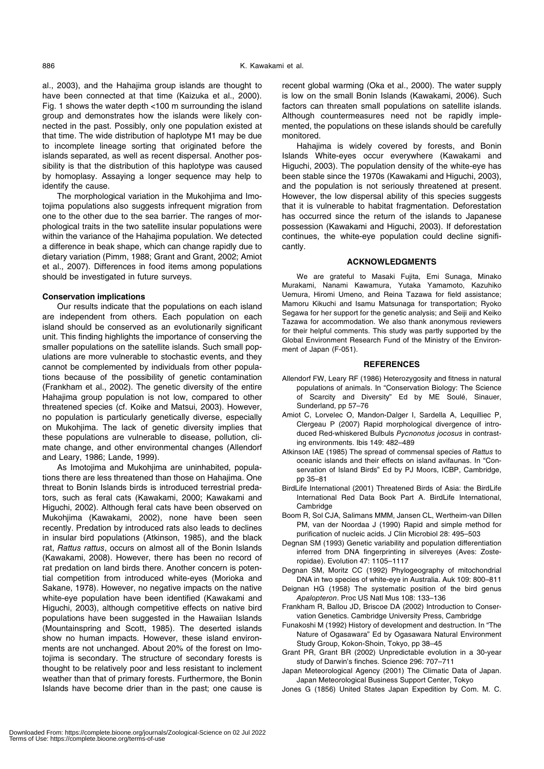al., 2003), and the Hahajima group islands are thought to have been connected at that time (Kaizuka et al., 2000). Fig. 1 shows the water depth <100 m surrounding the island group and demonstrates how the islands were likely connected in the past. Possibly, only one population existed at that time. The wide distribution of haplotype M1 may be due to incomplete lineage sorting that originated before the islands separated, as well as recent dispersal. Another possibility is that the distribution of this haplotype was caused by homoplasy. Assaying a longer sequence may help to identify the cause.

The morphological variation in the Mukohjima and Imotojima populations also suggests infrequent migration from one to the other due to the sea barrier. The ranges of morphological traits in the two satellite insular populations were within the variance of the Hahajima population. We detected a difference in beak shape, which can change rapidly due to dietary variation (Pimm, 1988; Grant and Grant, 2002; Amiot et al., 2007). Differences in food items among populations should be investigated in future surveys.

### Conservation implications

Our results indicate that the populations on each island are independent from others. Each population on each island should be conserved as an evolutionarily significant unit. This finding highlights the importance of conserving the smaller populations on the satellite islands. Such small populations are more vulnerable to stochastic events, and they cannot be complemented by individuals from other populations because of the possibility of genetic contamination (Frankham et al., 2002). The genetic diversity of the entire Hahajima group population is not low, compared to other threatened species (cf. Koike and Matsui, 2003). However, no population is particularly genetically diverse, especially on Mukohjima. The lack of genetic diversity implies that these populations are vulnerable to disease, pollution, climate change, and other environmental changes (Allendorf and Leary, 1986; Lande, 1999).

As Imotojima and Mukohjima are uninhabited, populations there are less threatened than those on Hahajima. One threat to Bonin Islands birds is introduced terrestrial predators, such as feral cats (Kawakami, 2000; Kawakami and Higuchi, 2002). Although feral cats have been observed on Mukohjima (Kawakami, 2002), none have been seen recently. Predation by introduced rats also leads to declines in insular bird populations (Atkinson, 1985), and the black rat, *Rattus rattus*, occurs on almost all of the Bonin Islands (Kawakami, 2008). However, there has been no record of rat predation on land birds there. Another concern is potential competition from introduced white-eyes (Morioka and Sakane, 1978). However, no negative impacts on the native white-eye population have been identified (Kawakami and Higuchi, 2003), although competitive effects on native bird populations have been suggested in the Hawaiian Islands (Mountainspring and Scott, 1985). The deserted islands show no human impacts. However, these island environments are not unchanged. About 20% of the forest on Imotojima is secondary. The structure of secondary forests is thought to be relatively poor and less resistant to inclement weather than that of primary forests. Furthermore, the Bonin Islands have become drier than in the past; one cause is recent global warming (Oka et al., 2000). The water supply is low on the small Bonin Islands (Kawakami, 2006). Such factors can threaten small populations on satellite islands. Although countermeasures need not be rapidly implemented, the populations on these islands should be carefully monitored.

Hahajima is widely covered by forests, and Bonin Islands White-eyes occur everywhere (Kawakami and Higuchi, 2003). The population density of the white-eye has been stable since the 1970s (Kawakami and Higuchi, 2003), and the population is not seriously threatened at present. However, the low dispersal ability of this species suggests that it is vulnerable to habitat fragmentation. Deforestation has occurred since the return of the islands to Japanese possession (Kawakami and Higuchi, 2003). If deforestation continues, the white-eye population could decline significantly.

## ACKNOWLEDGMENTS

We are grateful to Masaki Fujita, Emi Sunaga, Minako Murakami, Nanami Kawamura, Yutaka Yamamoto, Kazuhiko Uemura, Hiromi Umeno, and Reina Tazawa for field assistance; Mamoru Kikuchi and Isamu Matsunaga for transportation; Ryoko Segawa for her support for the genetic analysis; and Seiji and Keiko Tazawa for accommodation. We also thank anonymous reviewers for their helpful comments. This study was partly supported by the Global Environment Research Fund of the Ministry of the Environment of Japan (F-051).

## REFERENCES

Allendorf FW, Leary RF (1986) Heterozygosity and fitness in natural populations of animals. In "Conservation Biology: The Science of Scarcity and Diversity" Ed by ME Soulé, Sinauer, Sunderland, pp 57–76

Amiot C, Lorvelec O, Mandon-Dalger I, Sardella A, Lequilliec P, Clergeau P (2007) Rapid morphological divergence of introduced Red-whiskered Bulbuls *Pycnonotus jocosus* in contrasting environments. Ibis 149: 482–489

Atkinson IAE (1985) The spread of commensal species of *Rattus* to oceanic islands and their effects on island avifaunas. In "Conservation of Island Birds" Ed by PJ Moors, ICBP, Cambridge, pp 35–81

BirdLife International (2001) Threatened Birds of Asia: the BirdLife International Red Data Book Part A. BirdLife International, Cambridge

Boom R, Sol CJA, Salimans MMM, Jansen CL, Wertheim-van Dillen PM, van der Noordaa J (1990) Rapid and simple method for purification of nucleic acids. J Clin Microbiol 28: 495–503

Degnan SM (1993) Genetic variability and population differentiation inferred from DNA fingerprinting in silvereyes (Aves: Zosteropidae). Evolution 47: 1105–1117

Degnan SM, Moritz CC (1992) Phylogeography of mitochondrial DNA in two species of white-eye in Australia. Auk 109: 800–811

Deignan HG (1958) The systematic position of the bird genus *Apalopteron*. Proc US Natl Mus 108: 133–136

Frankham R, Ballou JD, Briscoe DA (2002) Introduction to Conservation Genetics. Cambridge University Press, Cambridge

Funakoshi M (1992) History of development and destruction. In "The Nature of Ogasawara" Ed by Ogasawara Natural Environment Study Group, Kokon-Shoin, Tokyo, pp 38–45

Grant PR, Grant BR (2002) Unpredictable evolution in a 30-year study of Darwin's finches. Science 296: 707–711

Japan Meteorological Agency (2001) The Climatic Data of Japan. Japan Meteorological Business Support Center, Tokyo

Jones G (1856) United States Japan Expedition by Com. M. C.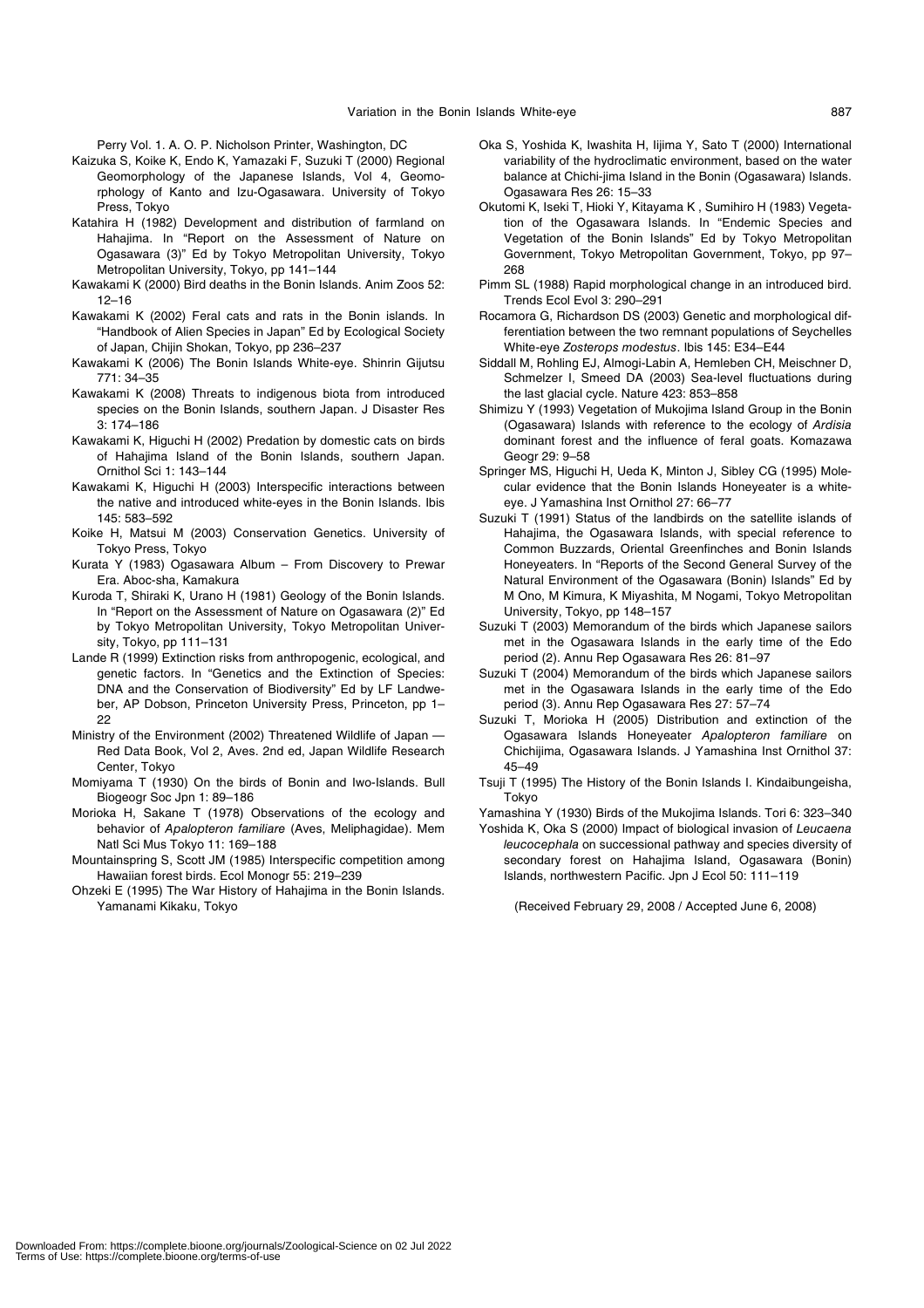Perry Vol. 1. A. O. P. Nicholson Printer, Washington, DC

Kaizuka S, Koike K, Endo K, Yamazaki F, Suzuki T (2000) Regional Geomorphology of the Japanese Islands, Vol 4, Geomorphology of Kanto and Izu-Ogasawara. University of Tokyo Press, Tokyo

Katahira H (1982) Development and distribution of farmland on Hahajima. In "Report on the Assessment of Nature on Ogasawara (3)" Ed by Tokyo Metropolitan University, Tokyo Metropolitan University, Tokyo, pp 141–144

Kawakami K (2000) Bird deaths in the Bonin Islands. Anim Zoos 52: 12–16

Kawakami K (2002) Feral cats and rats in the Bonin islands. In "Handbook of Alien Species in Japan" Ed by Ecological Society of Japan, Chijin Shokan, Tokyo, pp 236–237

Kawakami K (2006) The Bonin Islands White-eye. Shinrin Gijutsu 771: 34–35

Kawakami K (2008) Threats to indigenous biota from introduced species on the Bonin Islands, southern Japan. J Disaster Res 3: 174–186

Kawakami K, Higuchi H (2002) Predation by domestic cats on birds of Hahajima Island of the Bonin Islands, southern Japan. Ornithol Sci 1: 143–144

Kawakami K, Higuchi H (2003) Interspecific interactions between the native and introduced white-eyes in the Bonin Islands. Ibis 145: 583–592

Koike H, Matsui M (2003) Conservation Genetics. University of Tokyo Press, Tokyo

Kurata Y (1983) Ogasawara Album – From Discovery to Prewar Era. Aboc-sha, Kamakura

Kuroda T, Shiraki K, Urano H (1981) Geology of the Bonin Islands. In "Report on the Assessment of Nature on Ogasawara (2)" Ed by Tokyo Metropolitan University, Tokyo Metropolitan University, Tokyo, pp 111–131

Lande R (1999) Extinction risks from anthropogenic, ecological, and genetic factors. In "Genetics and the Extinction of Species: DNA and the Conservation of Biodiversity" Ed by LF Landweber, AP Dobson, Princeton University Press, Princeton, pp 1–22

Ministry of the Environment (2002) Threatened Wildlife of Japan — Red Data Book, Vol 2, Aves. 2nd ed, Japan Wildlife Research Center, Tokyo

Momiyama T (1930) On the birds of Bonin and Iwo-Islands. Bull Biogeogr Soc Jpn 1: 89–186

Morioka H, Sakane T (1978) Observations of the ecology and behavior of *Apalopteron familiare* (Aves, Meliphagidae). Mem Natl Sci Mus Tokyo 11: 169–188

Mountainspring S, Scott JM (1985) Interspecific competition among Hawaiian forest birds. Ecol Monogr 55: 219–239

Ohzeki E (1995) The War History of Hahajima in the Bonin Islands. Yamanami Kikaku, Tokyo

Oka S, Yoshida K, Iwashita H, Iijima Y, Sato T (2000) International variability of the hydroclimatic environment, based on the water balance at Chichi-jima Island in the Bonin (Ogasawara) Islands. Ogasawara Res 26: 15–33

Okutomi K, Iseki T, Hioki Y, Kitayama K , Sumihiro H (1983) Vegetation of the Ogasawara Islands. In "Endemic Species and Vegetation of the Bonin Islands" Ed by Tokyo Metropolitan Government, Tokyo Metropolitan Government, Tokyo, pp 97–268

Pimm SL (1988) Rapid morphological change in an introduced bird. Trends Ecol Evol 3: 290–291

Rocamora G, Richardson DS (2003) Genetic and morphological differentiation between the two remnant populations of Seychelles White-eye *Zosterops modestus*. Ibis 145: E34–E44

Siddall M, Rohling EJ, Almogi-Labin A, Hemleben CH, Meischner D, Schmelzer I, Smeed DA (2003) Sea-level fluctuations during the last glacial cycle. Nature 423: 853–858

Shimizu Y (1993) Vegetation of Mukojima Island Group in the Bonin (Ogasawara) Islands with reference to the ecology of *Ardisia* dominant forest and the influence of feral goats. Komazawa Geogr 29: 9–58

Springer MS, Higuchi H, Ueda K, Minton J, Sibley CG (1995) Molecular evidence that the Bonin Islands Honeyeater is a white-eye. J Yamashina Inst Ornithol 27: 66–77

Suzuki T (1991) Status of the landbirds on the satellite islands of Hahajima, the Ogasawara Islands, with special reference to Common Buzzards, Oriental Greenfinches and Bonin Islands Honeyeaters. In "Reports of the Second General Survey of the Natural Environment of the Ogasawara (Bonin) Islands" Ed by M Ono, M Kimura, K Miyashita, M Nogami, Tokyo Metropolitan University, Tokyo, pp 148–157

Suzuki T (2003) Memorandum of the birds which Japanese sailors met in the Ogasawara Islands in the early time of the Edo period (2). Annu Rep Ogasawara Res 26: 81–97

Suzuki T (2004) Memorandum of the birds which Japanese sailors met in the Ogasawara Islands in the early time of the Edo period (3). Annu Rep Ogasawara Res 27: 57–74

Suzuki T, Morioka H (2005) Distribution and extinction of the Ogasawara Islands Honeyeater *Apalopteron familiare* on Chichijima, Ogasawara Islands. J Yamashina Inst Ornithol 37: 45–49

Tsuji T (1995) The History of the Bonin Islands I. Kindaibungeisha, Tokyo

Yamashina Y (1930) Birds of the Mukojima Islands. Tori 6: 323–340

Yoshida K, Oka S (2000) Impact of biological invasion of *Leucaena leucocephala* on successional pathway and species diversity of secondary forest on Hahajima Island, Ogasawara (Bonin) Islands, northwestern Pacific. Jpn J Ecol 50: 111–119

(Received February 29, 2008 / Accepted June 6, 2008)